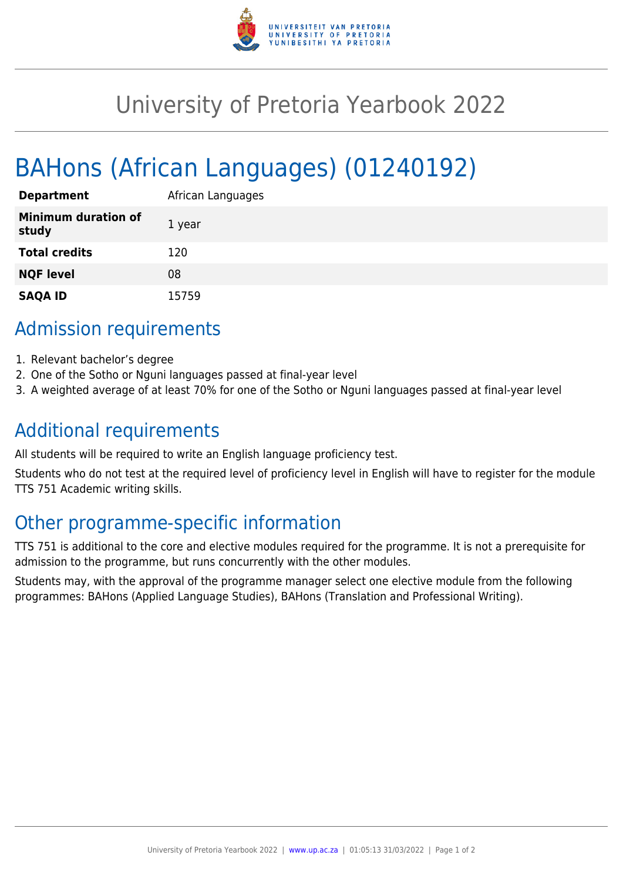# University of Pretoria Yearbook 2022

# BAHons (African Languages) (01240192)

| | |
|---|---|
| **Department** | African Languages |
| **Minimum duration of study** | 1 year |
| **Total credits** | 120 |
| **NQF level** | 08 |
| **SAQA ID** | 15759 |

## Admission requirements

1. Relevant bachelor's degree
2. One of the Sotho or Nguni languages passed at final-year level
3. A weighted average of at least 70% for one of the Sotho or Nguni languages passed at final-year level

## Additional requirements

All students will be required to write an English language proficiency test.

Students who do not test at the required level of proficiency level in English will have to register for the module TTS 751 Academic writing skills.

## Other programme-specific information

TTS 751 is additional to the core and elective modules required for the programme. It is not a prerequisite for admission to the programme, but runs concurrently with the other modules.

Students may, with the approval of the programme manager select one elective module from the following programmes: BAHons (Applied Language Studies), BAHons (Translation and Professional Writing).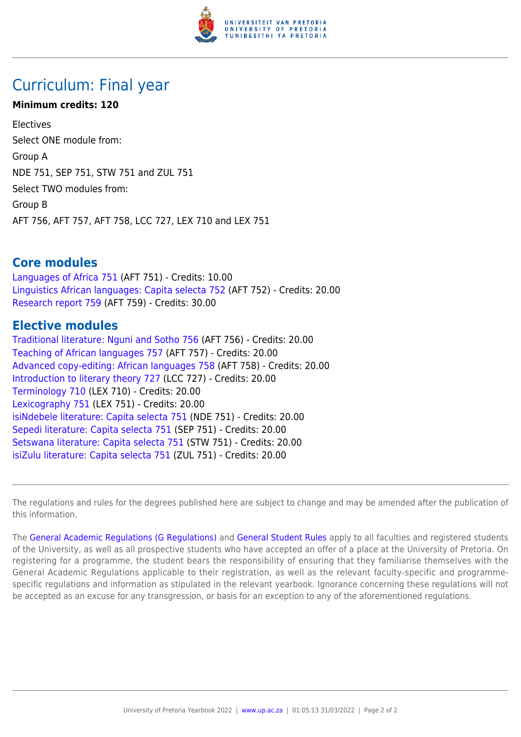# Curriculum: Final year

**Minimum credits: 120**

Electives

Select ONE module from:

Group A

NDE 751, SEP 751, STW 751 and ZUL 751

Select TWO modules from:

Group B

AFT 756, AFT 757, AFT 758, LCC 727, LEX 710 and LEX 751

## Core modules

Languages of Africa 751 (AFT 751) - Credits: 10.00
Linguistics African languages: Capita selecta 752 (AFT 752) - Credits: 20.00
Research report 759 (AFT 759) - Credits: 30.00

## Elective modules

Traditional literature: Nguni and Sotho 756 (AFT 756) - Credits: 20.00
Teaching of African languages 757 (AFT 757) - Credits: 20.00
Advanced copy-editing: African languages 758 (AFT 758) - Credits: 20.00
Introduction to literary theory 727 (LCC 727) - Credits: 20.00
Terminology 710 (LEX 710) - Credits: 20.00
Lexicography 751 (LEX 751) - Credits: 20.00
isiNdebele literature: Capita selecta 751 (NDE 751) - Credits: 20.00
Sepedi literature: Capita selecta 751 (SEP 751) - Credits: 20.00
Setswana literature: Capita selecta 751 (STW 751) - Credits: 20.00
isiZulu literature: Capita selecta 751 (ZUL 751) - Credits: 20.00

The regulations and rules for the degrees published here are subject to change and may be amended after the publication of this information.

The General Academic Regulations (G Regulations) and General Student Rules apply to all faculties and registered students of the University, as well as all prospective students who have accepted an offer of a place at the University of Pretoria. On registering for a programme, the student bears the responsibility of ensuring that they familiarise themselves with the General Academic Regulations applicable to their registration, as well as the relevant faculty-specific and programme-specific regulations and information as stipulated in the relevant yearbook. Ignorance concerning these regulations will not be accepted as an excuse for any transgression, or basis for an exception to any of the aforementioned regulations.